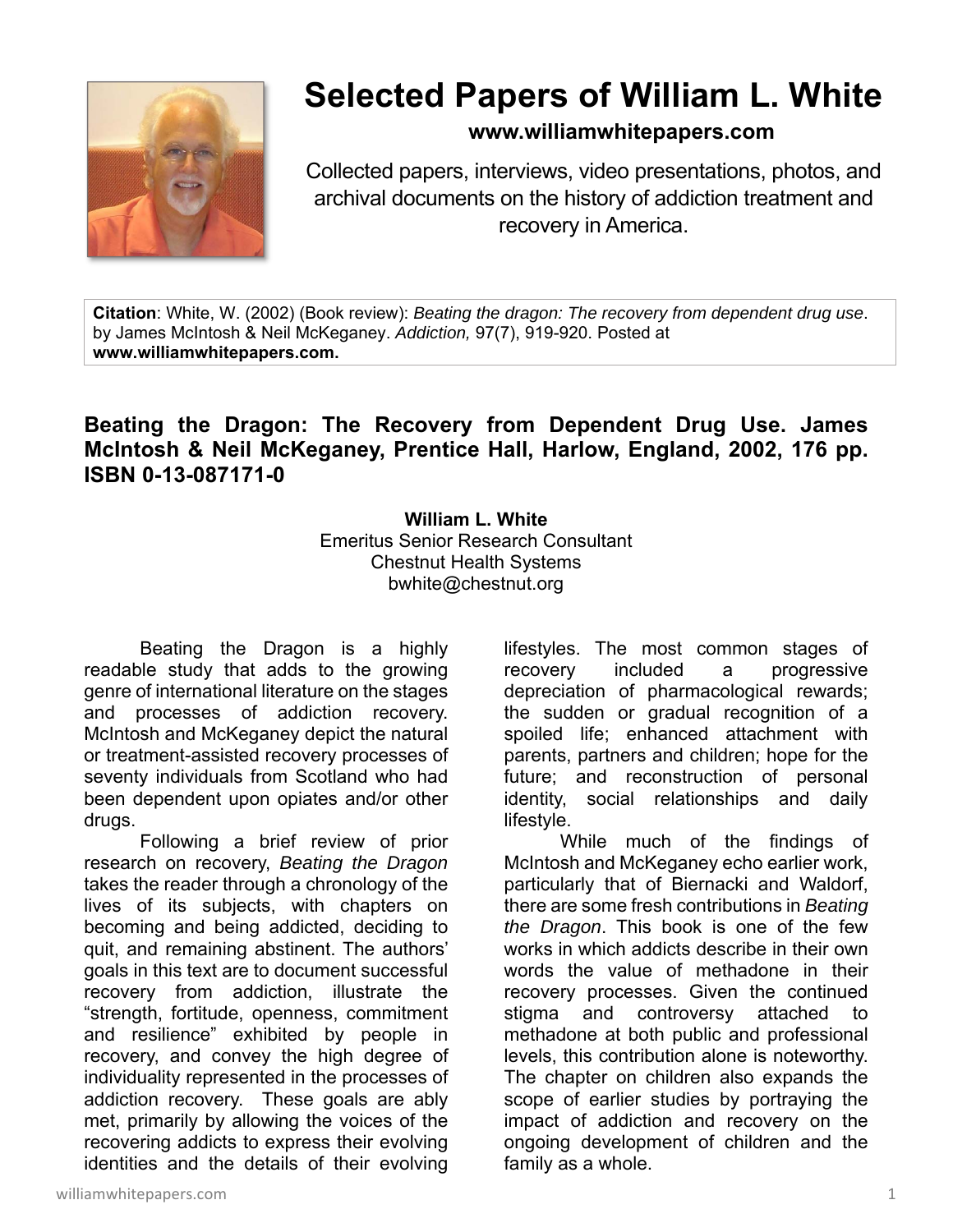# Selected Papers of William L. White

**www.williamwhitepapers.com**

Collected papers, interviews, video presentations, photos, and archival documents on the history of addiction treatment and recovery in America.

**Citation**: White, W. (2002) (Book review): *Beating the dragon: The recovery from dependent drug use*. by James McIntosh & Neil McKeganey. *Addiction,* 97(7), 919-920. Posted at **www.williamwhitepapers.com.**

## Beating the Dragon: The Recovery from Dependent Drug Use. James McIntosh & Neil McKeganey, Prentice Hall, Harlow, England, 2002, 176 pp. ISBN 0-13-087171-0

**William L. White**
Emeritus Senior Research Consultant
Chestnut Health Systems
bwhite@chestnut.org

Beating the Dragon is a highly readable study that adds to the growing genre of international literature on the stages and processes of addiction recovery. McIntosh and McKeganey depict the natural or treatment-assisted recovery processes of seventy individuals from Scotland who had been dependent upon opiates and/or other drugs.

Following a brief review of prior research on recovery, *Beating the Dragon* takes the reader through a chronology of the lives of its subjects, with chapters on becoming and being addicted, deciding to quit, and remaining abstinent. The authors' goals in this text are to document successful recovery from addiction, illustrate the "strength, fortitude, openness, commitment and resilience" exhibited by people in recovery, and convey the high degree of individuality represented in the processes of addiction recovery. These goals are ably met, primarily by allowing the voices of the recovering addicts to express their evolving identities and the details of their evolving lifestyles. The most common stages of recovery included a progressive depreciation of pharmacological rewards; the sudden or gradual recognition of a spoiled life; enhanced attachment with parents, partners and children; hope for the future; and reconstruction of personal identity, social relationships and daily lifestyle.

While much of the findings of McIntosh and McKeganey echo earlier work, particularly that of Biernacki and Waldorf, there are some fresh contributions in *Beating the Dragon*. This book is one of the few works in which addicts describe in their own words the value of methadone in their recovery processes. Given the continued stigma and controversy attached to methadone at both public and professional levels, this contribution alone is noteworthy. The chapter on children also expands the scope of earlier studies by portraying the impact of addiction and recovery on the ongoing development of children and the family as a whole.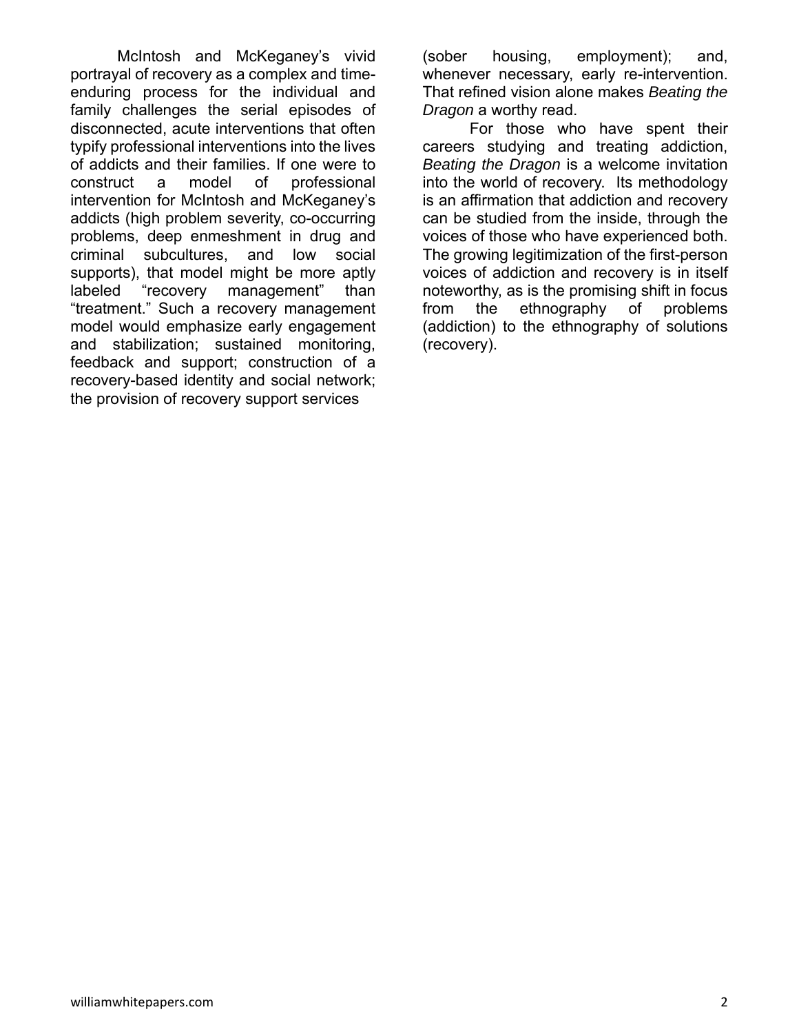McIntosh and McKeganey's vivid portrayal of recovery as a complex and time-enduring process for the individual and family challenges the serial episodes of disconnected, acute interventions that often typify professional interventions into the lives of addicts and their families. If one were to construct a model of professional intervention for McIntosh and McKeganey's addicts (high problem severity, co-occurring problems, deep enmeshment in drug and criminal subcultures, and low social supports), that model might be more aptly labeled "recovery management" than "treatment." Such a recovery management model would emphasize early engagement and stabilization; sustained monitoring, feedback and support; construction of a recovery-based identity and social network; the provision of recovery support services (sober housing, employment); and, whenever necessary, early re-intervention. That refined vision alone makes *Beating the Dragon* a worthy read.

For those who have spent their careers studying and treating addiction, *Beating the Dragon* is a welcome invitation into the world of recovery. Its methodology is an affirmation that addiction and recovery can be studied from the inside, through the voices of those who have experienced both. The growing legitimization of the first-person voices of addiction and recovery is in itself noteworthy, as is the promising shift in focus from the ethnography of problems (addiction) to the ethnography of solutions (recovery).